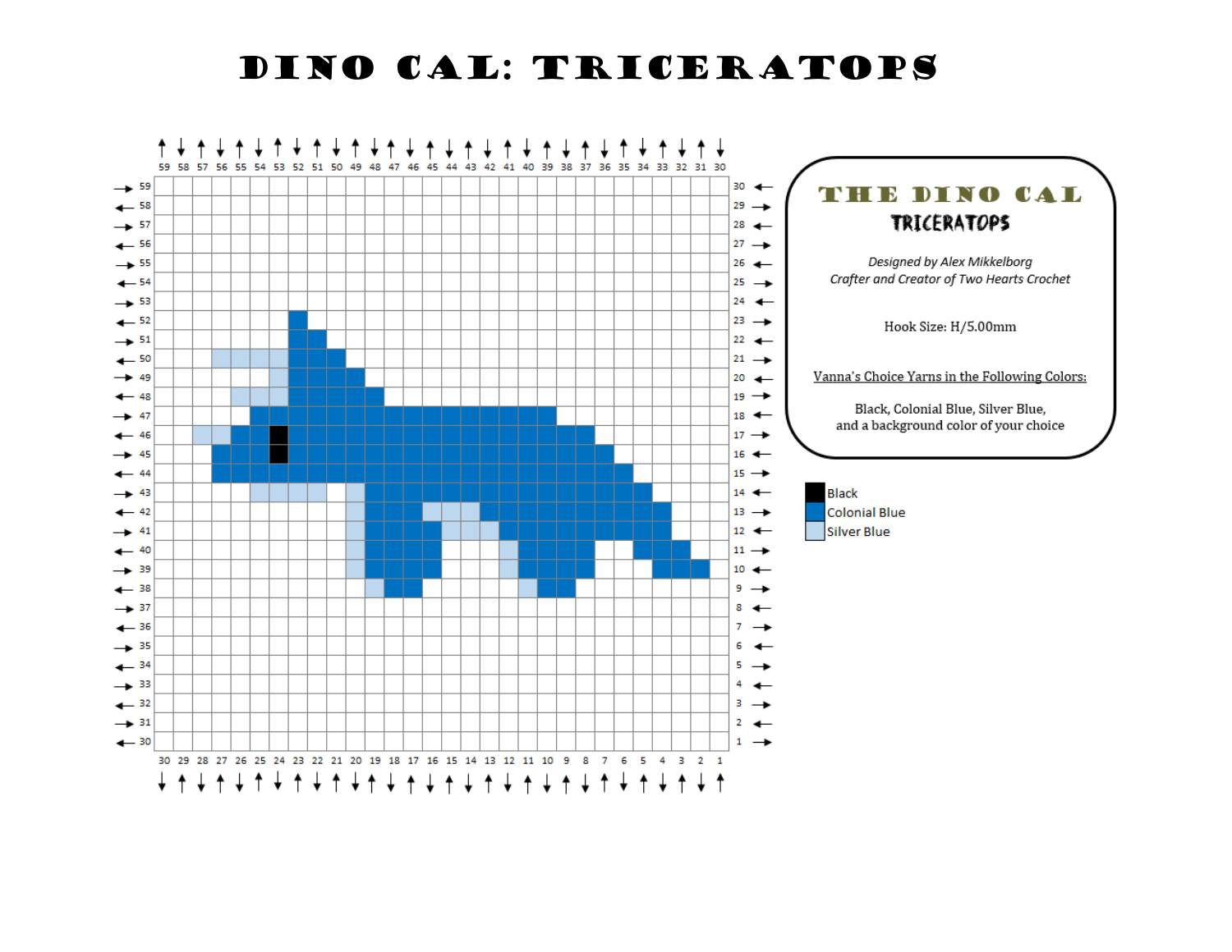# DINO CAL: TRICERATOPS

## THE DINO CAL

### TRICERATOPS

*Designed by Alex Mikkelborg*
*Crafter and Creator of Two Hearts Crochet*

Hook Size: H/5.00mm

Vanna's Choice Yarns in the Following Colors:

Black, Colonial Blue, Silver Blue,
and a background color of your choice

- Black
- Colonial Blue
- Silver Blue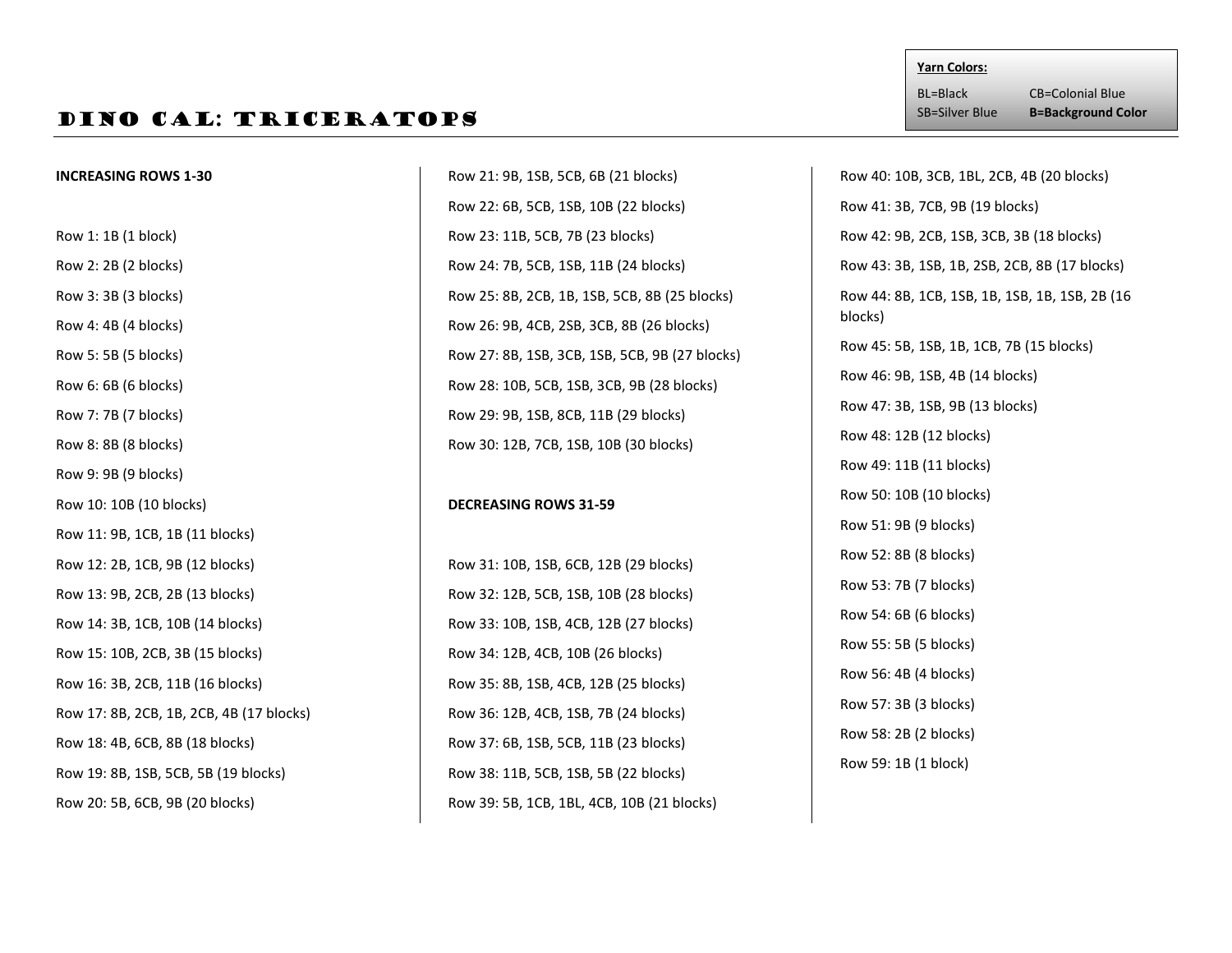# Dino CAL: Triceratops

**Yarn Colors:**

BL=Black　　CB=Colonial Blue
SB=Silver Blue　　**B=Background Color**

**INCREASING ROWS 1-30**

Row 1: 1B (1 block)

Row 2: 2B (2 blocks)

Row 3: 3B (3 blocks)

Row 4: 4B (4 blocks)

Row 5: 5B (5 blocks)

Row 6: 6B (6 blocks)

Row 7: 7B (7 blocks)

Row 8: 8B (8 blocks)

Row 9: 9B (9 blocks)

Row 10: 10B (10 blocks)

Row 11: 9B, 1CB, 1B (11 blocks)

Row 12: 2B, 1CB, 9B (12 blocks)

Row 13: 9B, 2CB, 2B (13 blocks)

Row 14: 3B, 1CB, 10B (14 blocks)

Row 15: 10B, 2CB, 3B (15 blocks)

Row 16: 3B, 2CB, 11B (16 blocks)

Row 17: 8B, 2CB, 1B, 2CB, 4B (17 blocks)

Row 18: 4B, 6CB, 8B (18 blocks)

Row 19: 8B, 1SB, 5CB, 5B (19 blocks)

Row 20: 5B, 6CB, 9B (20 blocks)

Row 21: 9B, 1SB, 5CB, 6B (21 blocks)

Row 22: 6B, 5CB, 1SB, 10B (22 blocks)

Row 23: 11B, 5CB, 7B (23 blocks)

Row 24: 7B, 5CB, 1SB, 11B (24 blocks)

Row 25: 8B, 2CB, 1B, 1SB, 5CB, 8B (25 blocks)

Row 26: 9B, 4CB, 2SB, 3CB, 8B (26 blocks)

Row 27: 8B, 1SB, 3CB, 1SB, 5CB, 9B (27 blocks)

Row 28: 10B, 5CB, 1SB, 3CB, 9B (28 blocks)

Row 29: 9B, 1SB, 8CB, 11B (29 blocks)

Row 30: 12B, 7CB, 1SB, 10B (30 blocks)

**DECREASING ROWS 31-59**

Row 31: 10B, 1SB, 6CB, 12B (29 blocks)

Row 32: 12B, 5CB, 1SB, 10B (28 blocks)

Row 33: 10B, 1SB, 4CB, 12B (27 blocks)

Row 34: 12B, 4CB, 10B (26 blocks)

Row 35: 8B, 1SB, 4CB, 12B (25 blocks)

Row 36: 12B, 4CB, 1SB, 7B (24 blocks)

Row 37: 6B, 1SB, 5CB, 11B (23 blocks)

Row 38: 11B, 5CB, 1SB, 5B (22 blocks)

Row 39: 5B, 1CB, 1BL, 4CB, 10B (21 blocks)

Row 40: 10B, 3CB, 1BL, 2CB, 4B (20 blocks)

Row 41: 3B, 7CB, 9B (19 blocks)

Row 42: 9B, 2CB, 1SB, 3CB, 3B (18 blocks)

Row 43: 3B, 1SB, 1B, 2SB, 2CB, 8B (17 blocks)

Row 44: 8B, 1CB, 1SB, 1B, 1SB, 1B, 1SB, 2B (16 blocks)

Row 45: 5B, 1SB, 1B, 1CB, 7B (15 blocks)

Row 46: 9B, 1SB, 4B (14 blocks)

Row 47: 3B, 1SB, 9B (13 blocks)

Row 48: 12B (12 blocks)

Row 49: 11B (11 blocks)

Row 50: 10B (10 blocks)

Row 51: 9B (9 blocks)

Row 52: 8B (8 blocks)

Row 53: 7B (7 blocks)

Row 54: 6B (6 blocks)

Row 55: 5B (5 blocks)

Row 56: 4B (4 blocks)

Row 57: 3B (3 blocks)

Row 58: 2B (2 blocks)

Row 59: 1B (1 block)